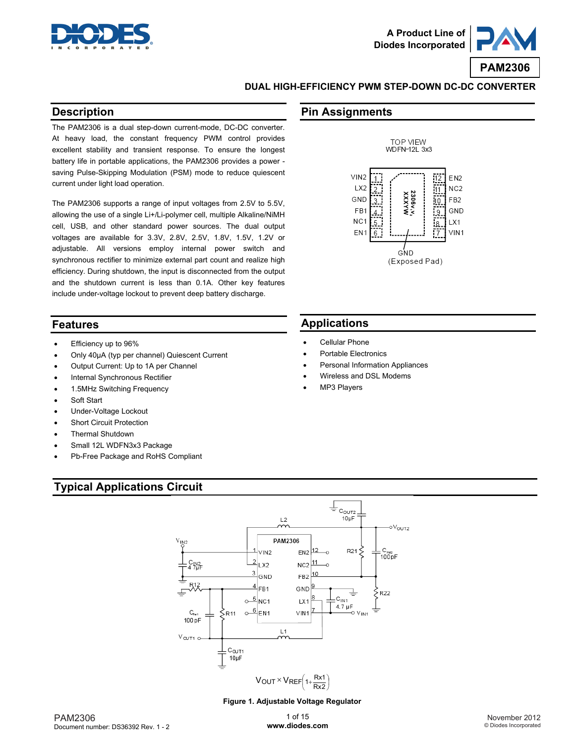A Product Line of Diodes Incorporated

# PAM2306

## DUAL HIGH-EFFICIENCY PWM STEP-DOWN DC-DC CONVERTER

## Description

The PAM2306 is a dual step-down current-mode, DC-DC converter. At heavy load, the constant frequency PWM control provides excellent stability and transient response. To ensure the longest battery life in portable applications, the PAM2306 provides a power - saving Pulse-Skipping Modulation (PSM) mode to reduce quiescent current under light load operation.

The PAM2306 supports a range of input voltages from 2.5V to 5.5V, allowing the use of a single Li+/Li-polymer cell, multiple Alkaline/NiMH cell, USB, and other standard power sources. The dual output voltages are available for 3.3V, 2.8V, 2.5V, 1.8V, 1.5V, 1.2V or adjustable. All versions employ internal power switch and synchronous rectifier to minimize external part count and realize high efficiency. During shutdown, the input is disconnected from the output and the shutdown current is less than 0.1A. Other key features include under-voltage lockout to prevent deep battery discharge.

## Pin Assignments

TOP VIEW
WDFN-12L 3x3

| Pin | Name | Pin | Name |
|---|---|---|---|
| 1 | VIN2 | 12 | EN2 |
| 2 | LX2 | 11 | NC2 |
| 3 | GND | 10 | FB2 |
| 4 | FB1 | 9 | GND |
| 5 | NC1 | 8 | LX1 |
| 6 | EN1 | 7 | VIN1 |

GND (Exposed Pad)

## Features

- Efficiency up to 96%
- Only 40µA (typ per channel) Quiescent Current
- Output Current: Up to 1A per Channel
- Internal Synchronous Rectifier
- 1.5MHz Switching Frequency
- Soft Start
- Under-Voltage Lockout
- Short Circuit Protection
- Thermal Shutdown
- Small 12L WDFN3x3 Package
- Pb-Free Package and RoHS Compliant

## Applications

- Cellular Phone
- Portable Electronics
- Personal Information Appliances
- Wireless and DSL Modems
- MP3 Players

## Typical Applications Circuit

$$V_{OUT} \times V_{REF}\left(1+\frac{Rx1}{Rx2}\right)$$

Figure 1. Adjustable Voltage Regulator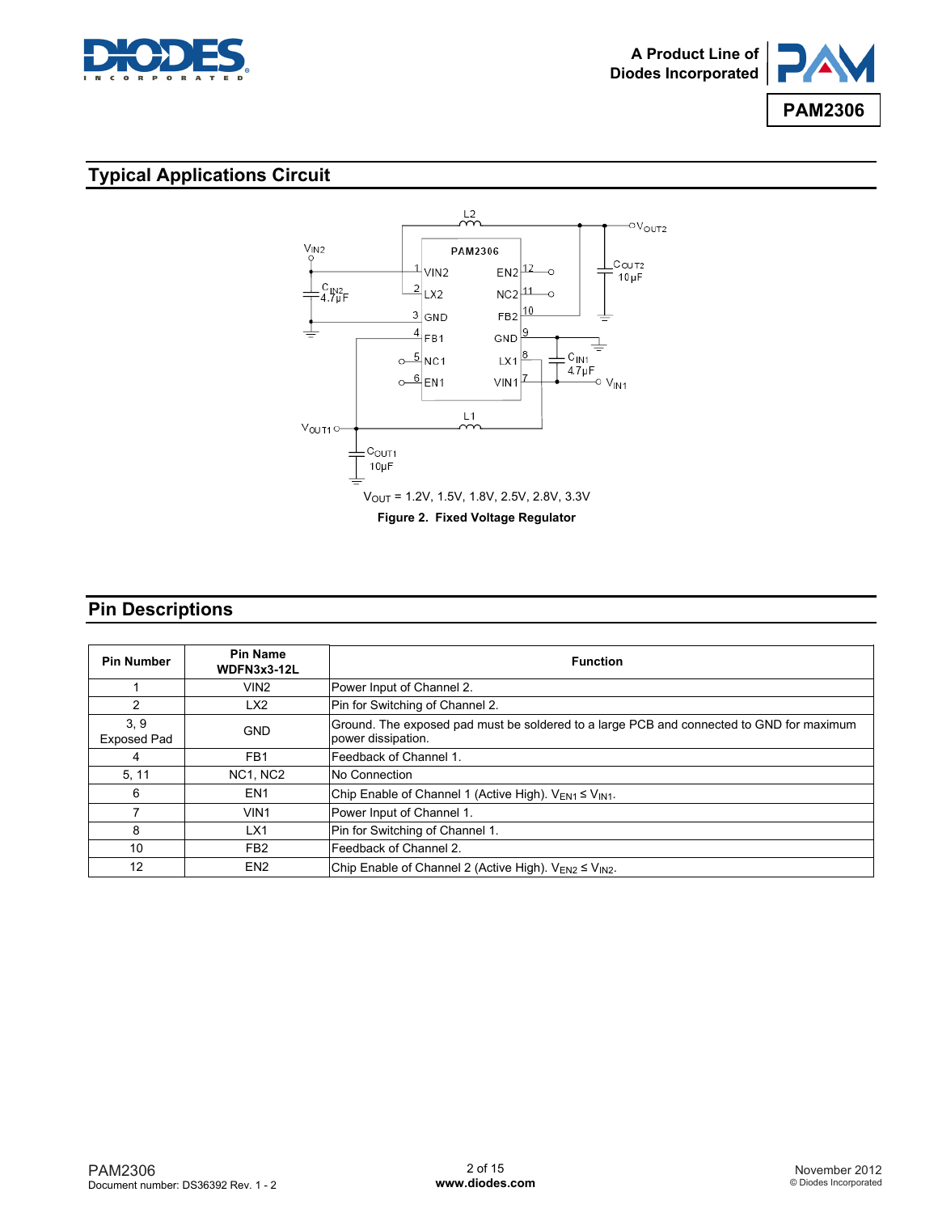## Typical Applications Circuit

$V_{OUT}$ = 1.2V, 1.5V, 1.8V, 2.5V, 2.8V, 3.3V

**Figure 2. Fixed Voltage Regulator**

## Pin Descriptions

| Pin Number | Pin Name WDFN3x3-12L | Function |
|---|---|---|
| 1 | VIN2 | Power Input of Channel 2. |
| 2 | LX2 | Pin for Switching of Channel 2. |
| 3, 9 Exposed Pad | GND | Ground. The exposed pad must be soldered to a large PCB and connected to GND for maximum power dissipation. |
| 4 | FB1 | Feedback of Channel 1. |
| 5, 11 | NC1, NC2 | No Connection |
| 6 | EN1 | Chip Enable of Channel 1 (Active High). $V_{EN1} \leq V_{IN1}$. |
| 7 | VIN1 | Power Input of Channel 1. |
| 8 | LX1 | Pin for Switching of Channel 1. |
| 10 | FB2 | Feedback of Channel 2. |
| 12 | EN2 | Chip Enable of Channel 2 (Active High). $V_{EN2} \leq V_{IN2}$. |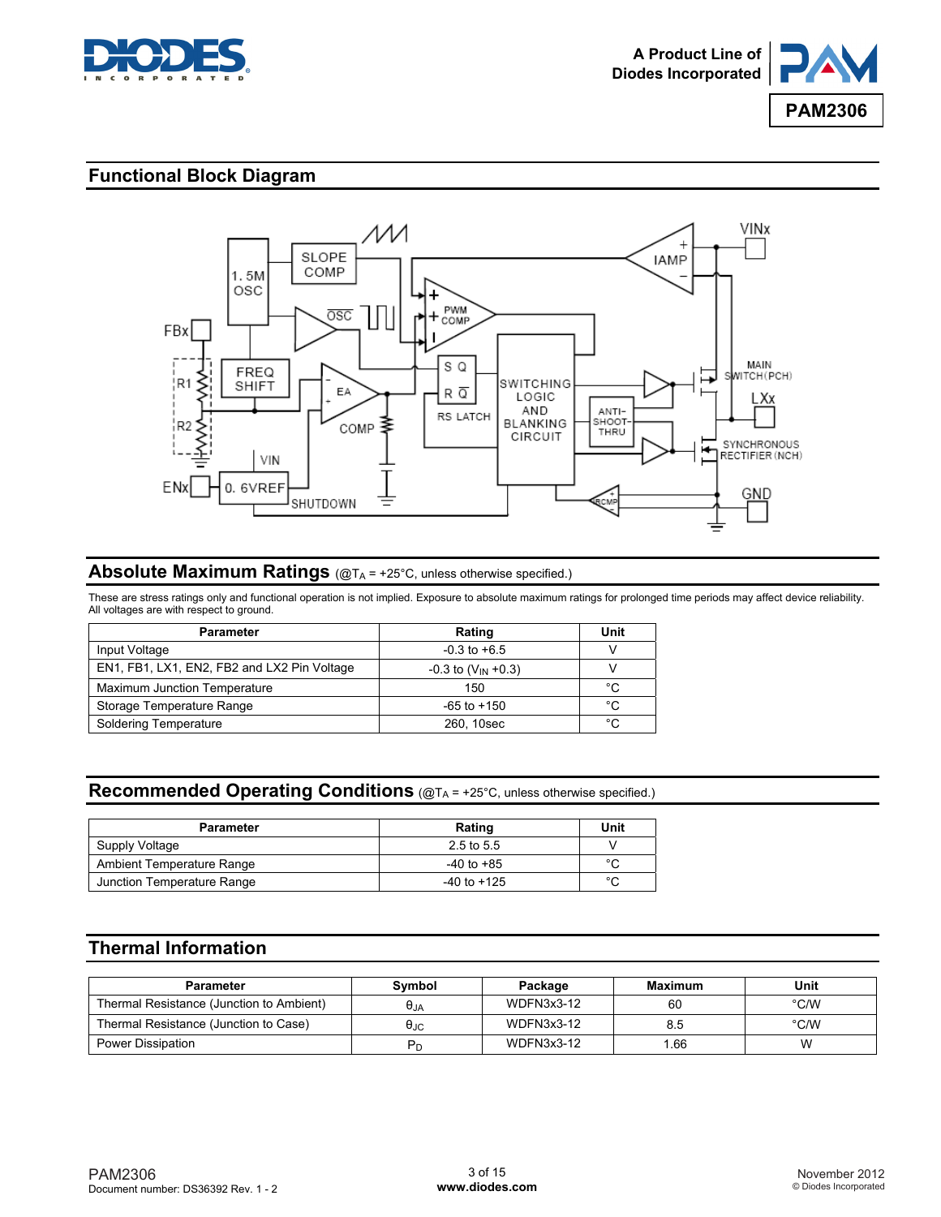## Functional Block Diagram

## Absolute Maximum Ratings (@$T_A$ = +25°C, unless otherwise specified.)

These are stress ratings only and functional operation is not implied. Exposure to absolute maximum ratings for prolonged time periods may affect device reliability. All voltages are with respect to ground.

| Parameter | Rating | Unit |
|---|---|---|
| Input Voltage | -0.3 to +6.5 | V |
| EN1, FB1, LX1, EN2, FB2 and LX2 Pin Voltage | -0.3 to ($V_{IN}$ +0.3) | V |
| Maximum Junction Temperature | 150 | °C |
| Storage Temperature Range | -65 to +150 | °C |
| Soldering Temperature | 260, 10sec | °C |

## Recommended Operating Conditions (@$T_A$ = +25°C, unless otherwise specified.)

| Parameter | Rating | Unit |
|---|---|---|
| Supply Voltage | 2.5 to 5.5 | V |
| Ambient Temperature Range | -40 to +85 | °C |
| Junction Temperature Range | -40 to +125 | °C |

## Thermal Information

| Parameter | Symbol | Package | Maximum | Unit |
|---|---|---|---|---|
| Thermal Resistance (Junction to Ambient) | $\theta_{JA}$ | WDFN3x3-12 | 60 | °C/W |
| Thermal Resistance (Junction to Case) | $\theta_{JC}$ | WDFN3x3-12 | 8.5 | °C/W |
| Power Dissipation | $P_D$ | WDFN3x3-12 | 1.66 | W |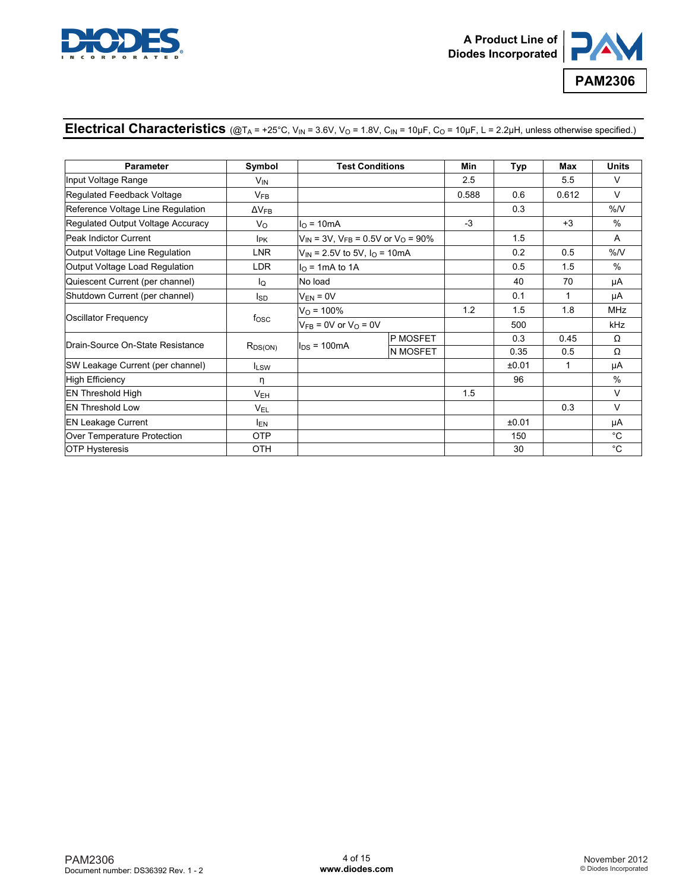## Electrical Characteristics (@$T_A$ = +25°C, $V_{IN}$ = 3.6V, $V_O$ = 1.8V, $C_{IN}$ = 10µF, $C_O$ = 10µF, L = 2.2µH, unless otherwise specified.)

| Parameter | Symbol | Test Conditions | | Min | Typ | Max | Units |
|---|---|---|---|---|---|---|---|
| Input Voltage Range | $V_{IN}$ | | | 2.5 | | 5.5 | V |
| Regulated Feedback Voltage | $V_{FB}$ | | | 0.588 | 0.6 | 0.612 | V |
| Reference Voltage Line Regulation | $\Delta V_{FB}$ | | | | 0.3 | | %/V |
| Regulated Output Voltage Accuracy | $V_O$ | $I_O$ = 10mA | | -3 | | +3 | % |
| Peak Indictor Current | $I_{PK}$ | $V_{IN}$ = 3V, $V_{FB}$ = 0.5V or $V_O$ = 90% | | | 1.5 | | A |
| Output Voltage Line Regulation | LNR | $V_{IN}$ = 2.5V to 5V, $I_O$ = 10mA | | | 0.2 | 0.5 | %/V |
| Output Voltage Load Regulation | LDR | $I_O$ = 1mA to 1A | | | 0.5 | 1.5 | % |
| Quiescent Current (per channel) | $I_Q$ | No load | | | 40 | 70 | µA |
| Shutdown Current (per channel) | $I_{SD}$ | $V_{EN}$ = 0V | | | 0.1 | 1 | µA |
| Oscillator Frequency | $f_{OSC}$ | $V_O$ = 100% | | 1.2 | 1.5 | 1.8 | MHz |
| | | $V_{FB}$ = 0V or $V_O$ = 0V | | | 500 | | kHz |
| Drain-Source On-State Resistance | $R_{DS(ON)}$ | $I_{DS}$ = 100mA | P MOSFET | | 0.3 | 0.45 | Ω |
| | | | N MOSFET | | 0.35 | 0.5 | Ω |
| SW Leakage Current (per channel) | $I_{LSW}$ | | | | ±0.01 | 1 | µA |
| High Efficiency | η | | | | 96 | | % |
| EN Threshold High | $V_{EH}$ | | | 1.5 | | | V |
| EN Threshold Low | $V_{EL}$ | | | | | 0.3 | V |
| EN Leakage Current | $I_{EN}$ | | | | ±0.01 | | µA |
| Over Temperature Protection | OTP | | | | 150 | | °C |
| OTP Hysteresis | OTH | | | | 30 | | °C |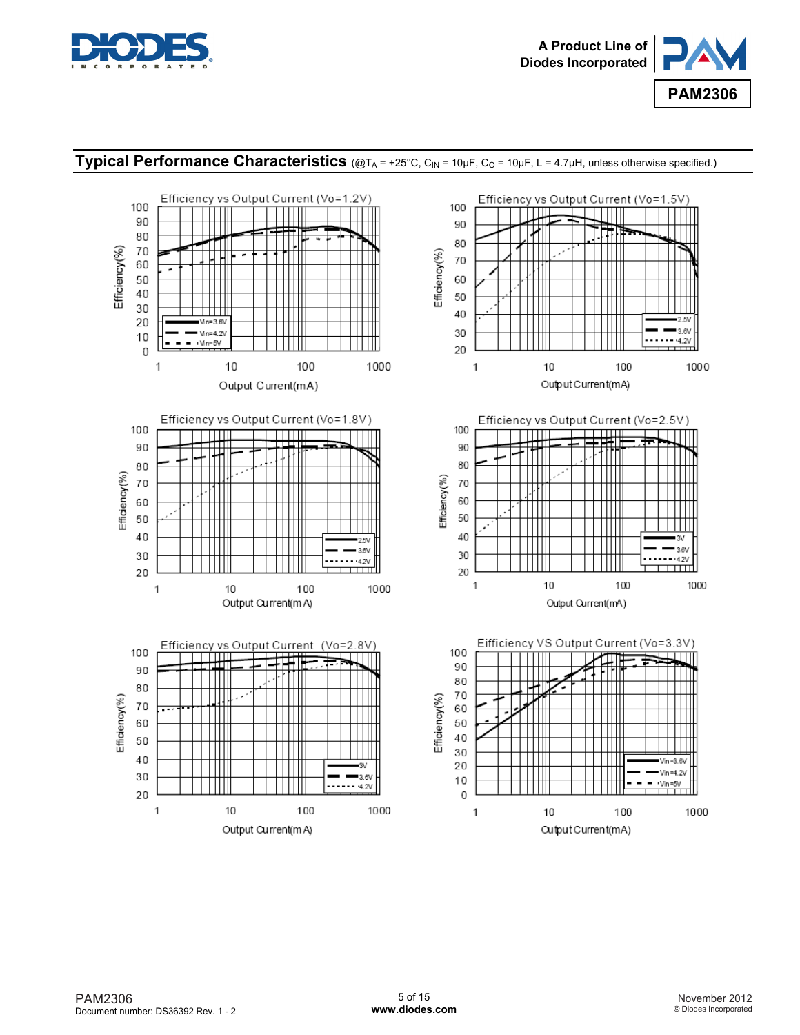## Typical Performance Characteristics (@$T_A$ = +25°C, $C_{IN}$ = 10µF, $C_O$ = 10µF, L = 4.7µH, unless otherwise specified.)

Efficiency vs Output Current (Vo=1.2V)

Efficiency vs Output Current (Vo=1.5V)

Efficiency vs Output Current (Vo=1.8V)

Efficiency vs Output Current (Vo=2.5V)

Efficiency vs Output Current (Vo=2.8V)

Eifficiency VS Output Current (Vo=3.3V)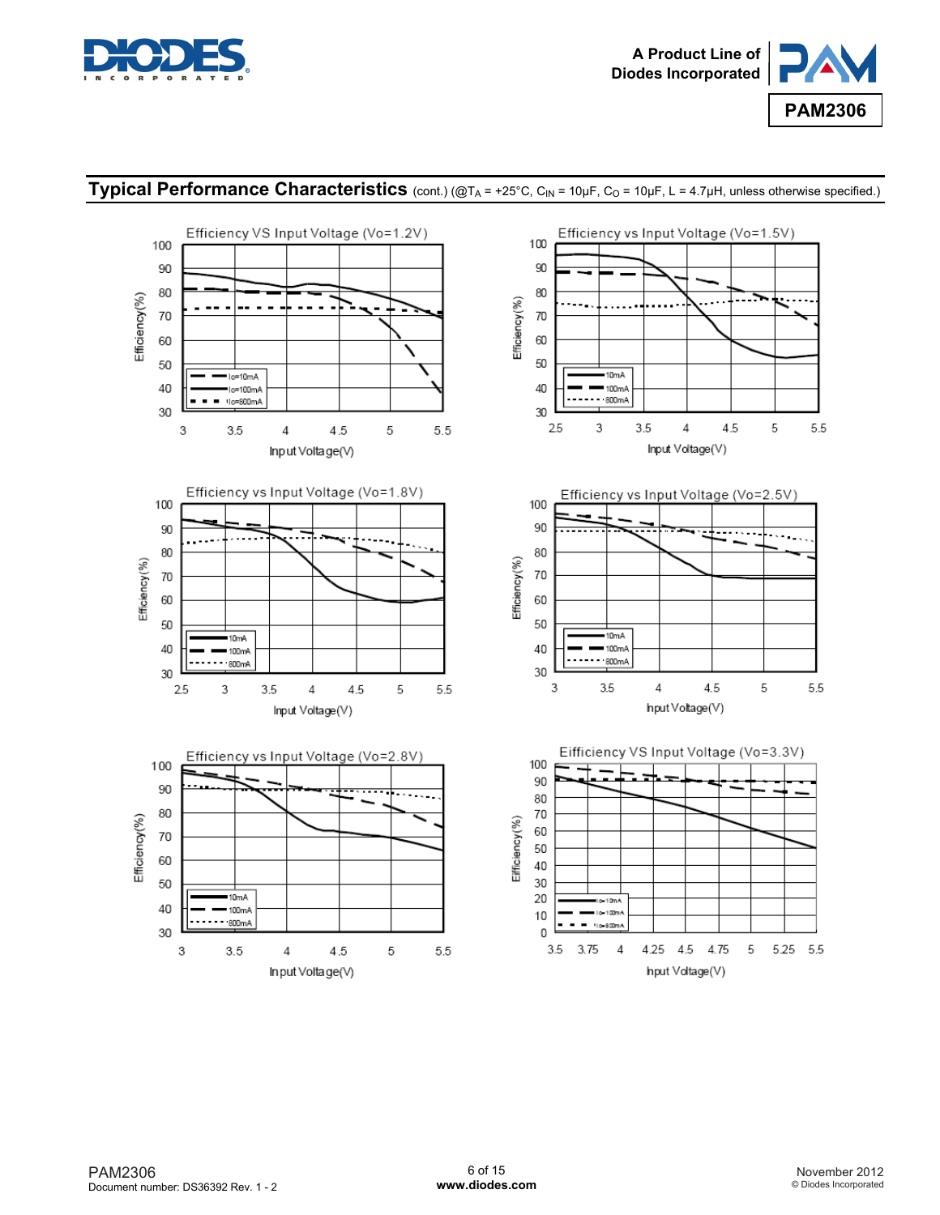## Typical Performance Characteristics (cont.) (@$T_A$ = +25°C, $C_{IN}$ = 10µF, $C_O$ = 10µF, L = 4.7µH, unless otherwise specified.)

Efficiency VS Input Voltage (Vo=1.2V)

Efficiency vs Input Voltage (Vo=1.5V)

Efficiency vs Input Voltage (Vo=1.8V)

Efficiency vs Input Voltage (Vo=2.5V)

Efficiency vs Input Voltage (Vo=2.8V)

Eifficiency VS Input Voltage (Vo=3.3V)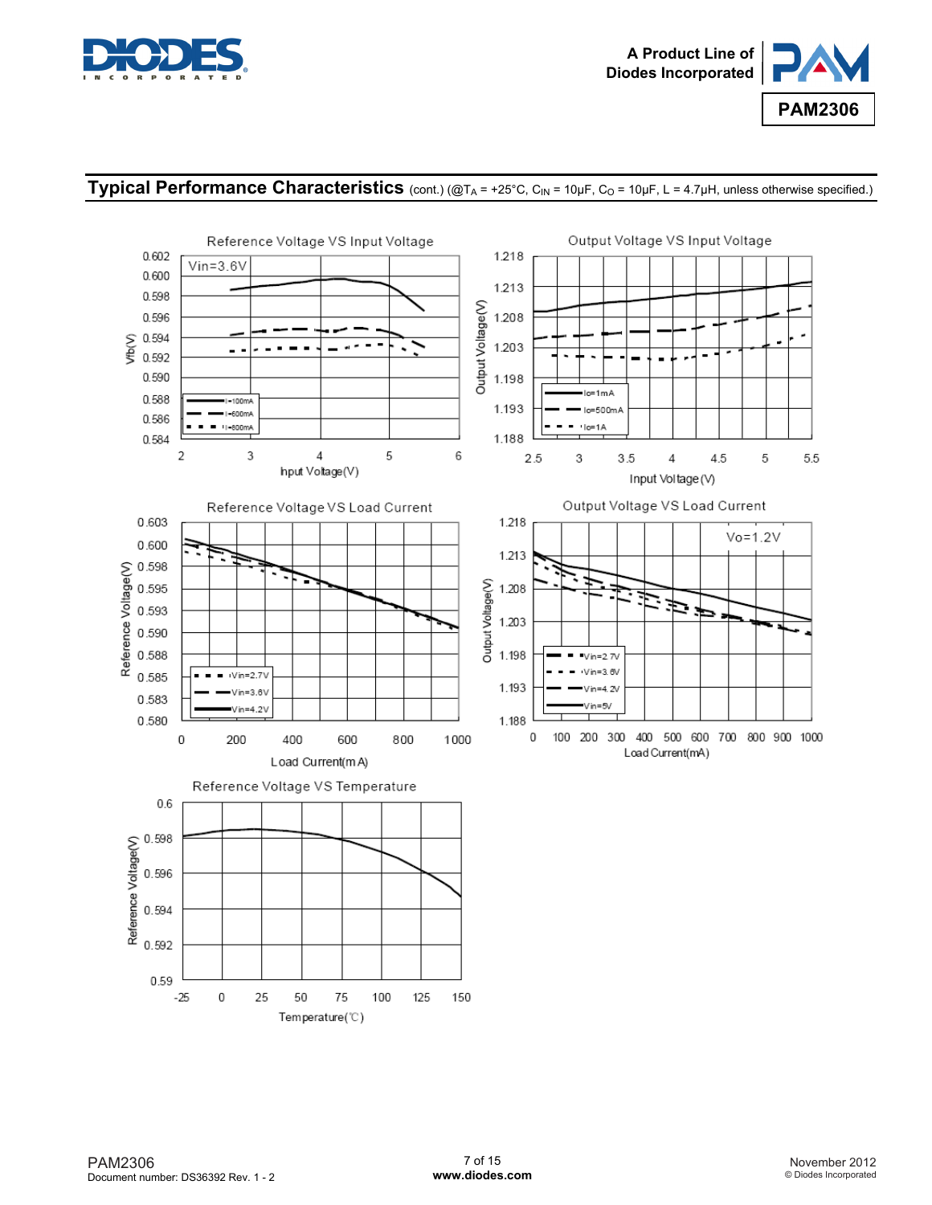## Typical Performance Characteristics (cont.) (@$T_A$ = +25°C, $C_{IN}$ = 10µF, $C_O$ = 10µF, L = 4.7µH, unless otherwise specified.)

Reference Voltage VS Input Voltage

Vin=3.6V

Vfb(V) vs Input Voltage(V); legend: I=100mA, I=600mA, I=800mA

Output Voltage VS Input Voltage

Output Voltage(V) vs Input Voltage(V); legend: Io=1mA, Io=500mA, Io=1A

Reference Voltage VS Load Current

Reference Voltage(V) vs Load Current(mA); legend: Vin=2.7V, Vin=3.6V, Vin=4.2V

Output Voltage VS Load Current

Vo=1.2V

Output Voltage(V) vs Load Current(mA); legend: Vin=2.7V, Vin=3.6V, Vin=4.2V, Vin=5V

Reference Voltage VS Temperature

Reference Voltage(V) vs Temperature(℃)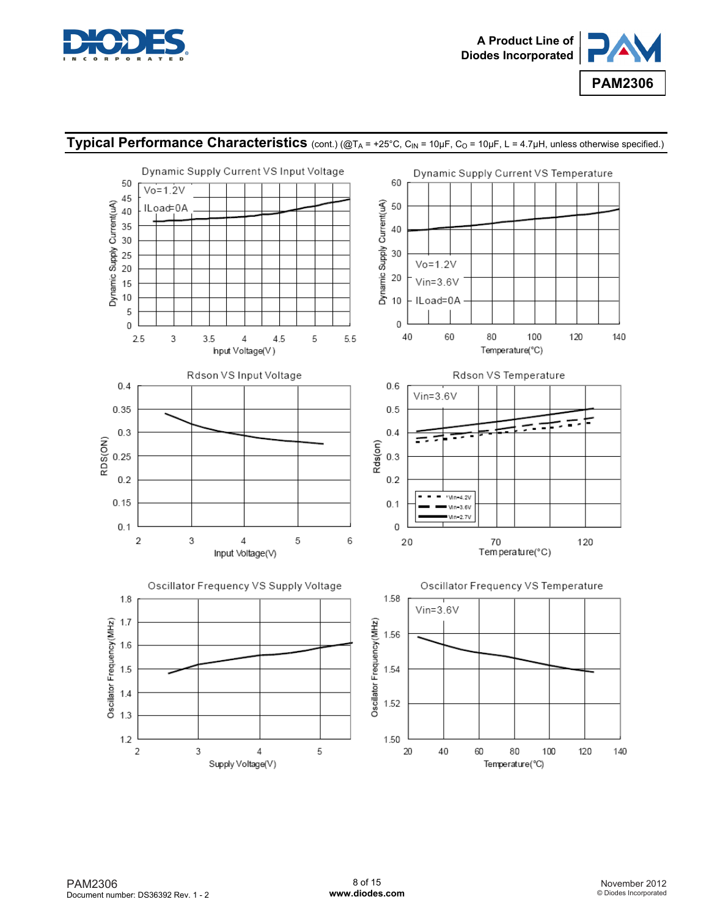## Typical Performance Characteristics (cont.) (@$T_A$ = +25°C, $C_{IN}$ = 10µF, $C_O$ = 10µF, L = 4.7µH, unless otherwise specified.)

Dynamic Supply Current VS Input Voltage

Vo=1.2V
ILoad=0A

Dynamic Supply Current(uA) vs Input Voltage(V)

Dynamic Supply Current VS Temperature

Vo=1.2V
Vin=3.6V
ILoad=0A

Dynamic Supply Current(uA) vs Temperature(°C)

Rdson VS Input Voltage

RDS(ON) vs Input Voltage(V)

Rdson VS Temperature

Vin=3.6V

Vin=4.2V
Vin=3.6V
Vin=2.7V

Rds(on) vs Temperature(°C)

Oscillator Frequency VS Supply Voltage

Oscillator Frequency(MHz) vs Supply Voltage(V)

Oscillator Frequency VS Temperature

Vin=3.6V

Oscillator Frequency(MHz) vs Temperature(°C)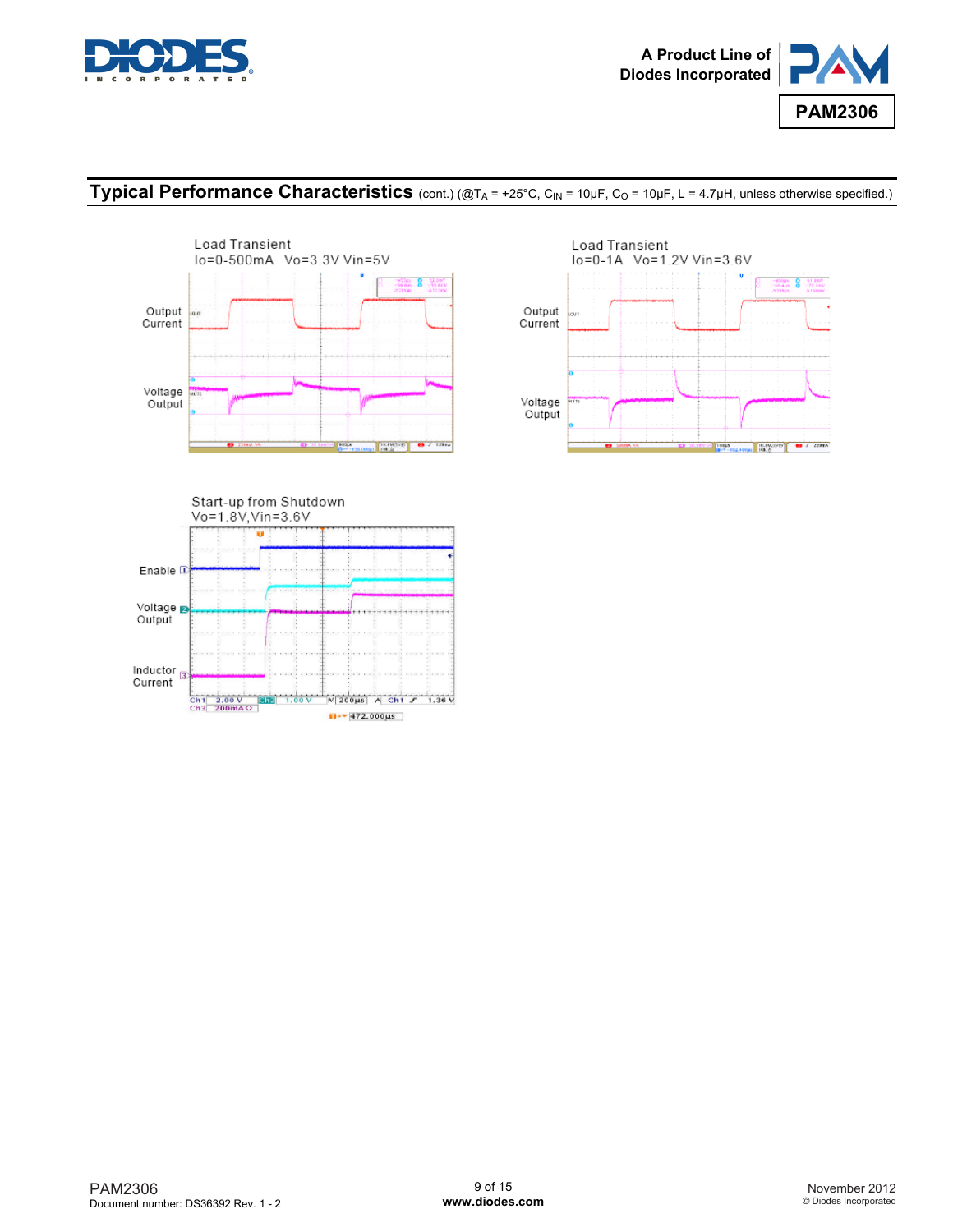## Typical Performance Characteristics (cont.) (@$T_A$ = +25°C, $C_{IN}$ = 10µF, $C_O$ = 10µF, L = 4.7µH, unless otherwise specified.)

Load Transient
Io=0-500mA Vo=3.3V Vin=5V

Output Current

Voltage Output

Load Transient
Io=0-1A Vo=1.2V Vin=3.6V

Output Current

Voltage Output

Start-up from Shutdown
Vo=1.8V,Vin=3.6V

Enable

Voltage Output

Inductor Current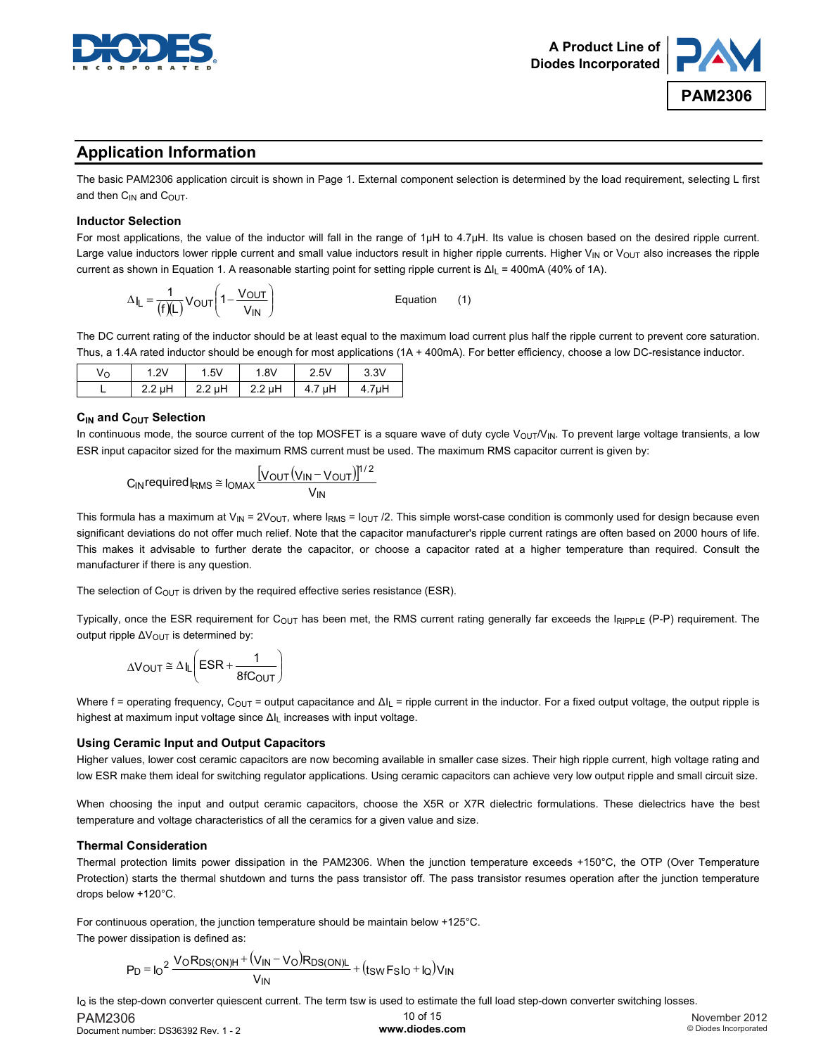## Application Information

The basic PAM2306 application circuit is shown in Page 1. External component selection is determined by the load requirement, selecting L first and then $C_{IN}$ and $C_{OUT}$.

### Inductor Selection

For most applications, the value of the inductor will fall in the range of 1μH to 4.7μH. Its value is chosen based on the desired ripple current. Large value inductors lower ripple current and small value inductors result in higher ripple currents. Higher $V_{IN}$ or $V_{OUT}$ also increases the ripple current as shown in Equation 1. A reasonable starting point for setting ripple current is $\Delta I_L$ = 400mA (40% of 1A).

$$\Delta I_L = \frac{1}{(f)(L)} V_{OUT}\left(1 - \frac{V_{OUT}}{V_{IN}}\right) \qquad \text{Equation (1)}$$

The DC current rating of the inductor should be at least equal to the maximum load current plus half the ripple current to prevent core saturation. Thus, a 1.4A rated inductor should be enough for most applications (1A + 400mA). For better efficiency, choose a low DC-resistance inductor.

| $V_O$ | 1.2V | 1.5V | 1.8V | 2.5V | 3.3V |
|---|---|---|---|---|---|
| L | 2.2 μH | 2.2 μH | 2.2 μH | 4.7 μH | 4.7μH |

### $C_{IN}$ and $C_{OUT}$ Selection

In continuous mode, the source current of the top MOSFET is a square wave of duty cycle $V_{OUT}/V_{IN}$. To prevent large voltage transients, a low ESR input capacitor sized for the maximum RMS current must be used. The maximum RMS capacitor current is given by:

$$C_{IN} \text{required } I_{RMS} \cong I_{OMAX} \frac{\left[V_{OUT}\left(V_{IN} - V_{OUT}\right)\right]^{1/2}}{V_{IN}}$$

This formula has a maximum at $V_{IN} = 2V_{OUT}$, where $I_{RMS} = I_{OUT}/2$. This simple worst-case condition is commonly used for design because even significant deviations do not offer much relief. Note that the capacitor manufacturer's ripple current ratings are often based on 2000 hours of life. This makes it advisable to further derate the capacitor, or choose a capacitor rated at a higher temperature than required. Consult the manufacturer if there is any question.

The selection of $C_{OUT}$ is driven by the required effective series resistance (ESR).

Typically, once the ESR requirement for $C_{OUT}$ has been met, the RMS current rating generally far exceeds the $I_{RIPPLE}$ (P-P) requirement. The output ripple $\Delta V_{OUT}$ is determined by:

$$\Delta V_{OUT} \cong \Delta I_L \left(ESR + \frac{1}{8fC_{OUT}}\right)$$

Where f = operating frequency, $C_{OUT}$ = output capacitance and $\Delta I_L$ = ripple current in the inductor. For a fixed output voltage, the output ripple is highest at maximum input voltage since $\Delta I_L$ increases with input voltage.

### Using Ceramic Input and Output Capacitors

Higher values, lower cost ceramic capacitors are now becoming available in smaller case sizes. Their high ripple current, high voltage rating and low ESR make them ideal for switching regulator applications. Using ceramic capacitors can achieve very low output ripple and small circuit size.

When choosing the input and output ceramic capacitors, choose the X5R or X7R dielectric formulations. These dielectrics have the best temperature and voltage characteristics of all the ceramics for a given value and size.

### Thermal Consideration

Thermal protection limits power dissipation in the PAM2306. When the junction temperature exceeds +150°C, the OTP (Over Temperature Protection) starts the thermal shutdown and turns the pass transistor off. The pass transistor resumes operation after the junction temperature drops below +120°C.

For continuous operation, the junction temperature should be maintain below +125°C.
The power dissipation is defined as:

$$P_D = I_O{}^2 \frac{V_O R_{DS(ON)H} + \left(V_{IN} - V_O\right) R_{DS(ON)L}}{V_{IN}} + \left(t_{SW} F_S I_O + I_Q\right) V_{IN}$$

$I_Q$ is the step-down converter quiescent current. The term tsw is used to estimate the full load step-down converter switching losses.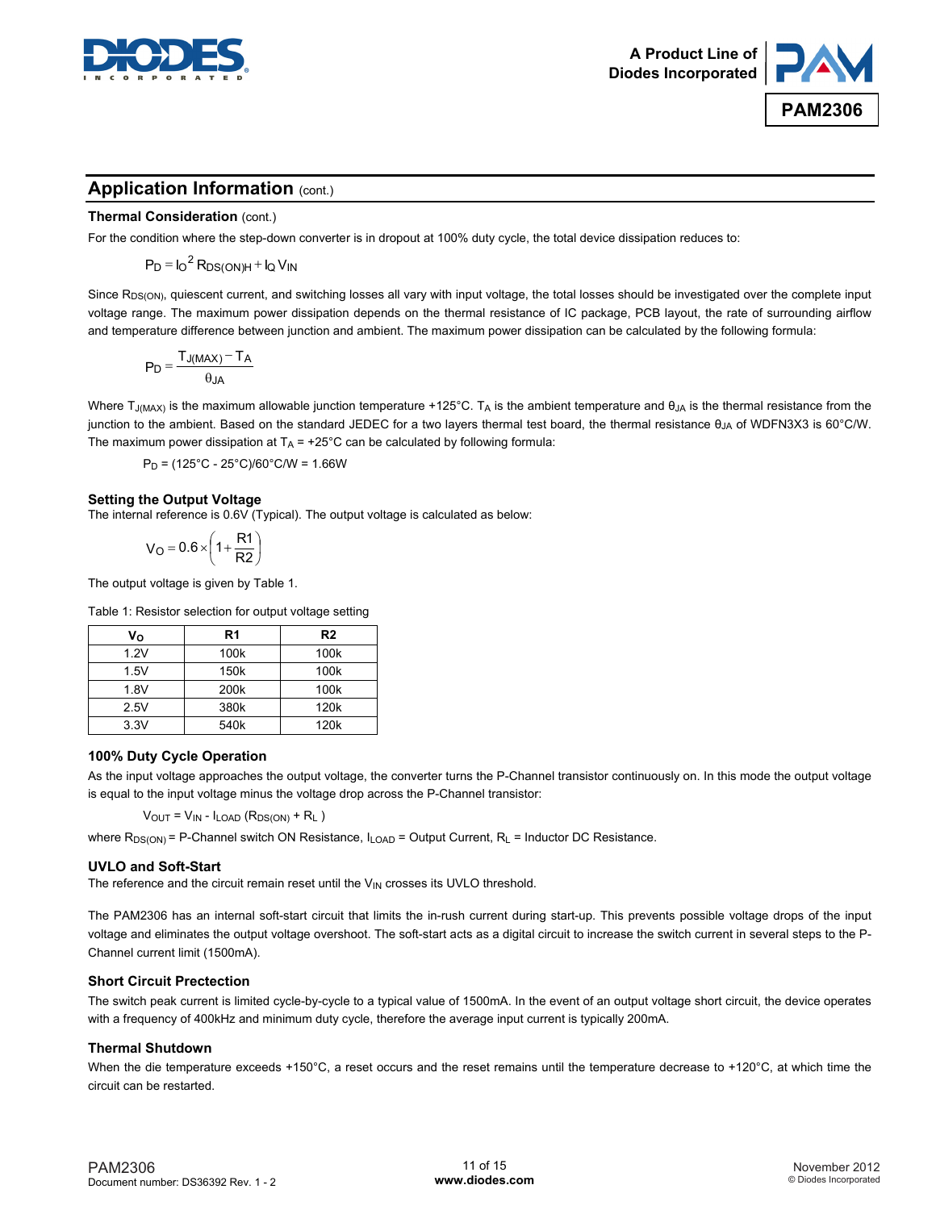## Application Information (cont.)

### Thermal Consideration (cont.)

For the condition where the step-down converter is in dropout at 100% duty cycle, the total device dissipation reduces to:

$$P_D = I_O^2 R_{DS(ON)H} + I_Q V_{IN}$$

Since $R_{DS(ON)}$, quiescent current, and switching losses all vary with input voltage, the total losses should be investigated over the complete input voltage range. The maximum power dissipation depends on the thermal resistance of IC package, PCB layout, the rate of surrounding airflow and temperature difference between junction and ambient. The maximum power dissipation can be calculated by the following formula:

$$P_D = \frac{T_{J(MAX)} - T_A}{\theta_{JA}}$$

Where $T_{J(MAX)}$ is the maximum allowable junction temperature +125°C. $T_A$ is the ambient temperature and $\theta_{JA}$ is the thermal resistance from the junction to the ambient. Based on the standard JEDEC for a two layers thermal test board, the thermal resistance $\theta_{JA}$ of WDFN3X3 is 60°C/W. The maximum power dissipation at $T_A$ = +25°C can be calculated by following formula:

$$P_D = (125°C - 25°C)/60°C/W = 1.66W$$

### Setting the Output Voltage

The internal reference is 0.6V (Typical). The output voltage is calculated as below:

$$V_O = 0.6 \times \left(1 + \frac{R1}{R2}\right)$$

The output voltage is given by Table 1.

Table 1: Resistor selection for output voltage setting

| $V_O$ | R1 | R2 |
|---|---|---|
| 1.2V | 100k | 100k |
| 1.5V | 150k | 100k |
| 1.8V | 200k | 100k |
| 2.5V | 380k | 120k |
| 3.3V | 540k | 120k |

### 100% Duty Cycle Operation

As the input voltage approaches the output voltage, the converter turns the P-Channel transistor continuously on. In this mode the output voltage is equal to the input voltage minus the voltage drop across the P-Channel transistor:

$$V_{OUT} = V_{IN} - I_{LOAD} (R_{DS(ON)} + R_L)$$

where $R_{DS(ON)}$ = P-Channel switch ON Resistance, $I_{LOAD}$ = Output Current, $R_L$ = Inductor DC Resistance.

### UVLO and Soft-Start

The reference and the circuit remain reset until the $V_{IN}$ crosses its UVLO threshold.

The PAM2306 has an internal soft-start circuit that limits the in-rush current during start-up. This prevents possible voltage drops of the input voltage and eliminates the output voltage overshoot. The soft-start acts as a digital circuit to increase the switch current in several steps to the P-Channel current limit (1500mA).

### Short Circuit Prectection

The switch peak current is limited cycle-by-cycle to a typical value of 1500mA. In the event of an output voltage short circuit, the device operates with a frequency of 400kHz and minimum duty cycle, therefore the average input current is typically 200mA.

### Thermal Shutdown

When the die temperature exceeds +150°C, a reset occurs and the reset remains until the temperature decrease to +120°C, at which time the circuit can be restarted.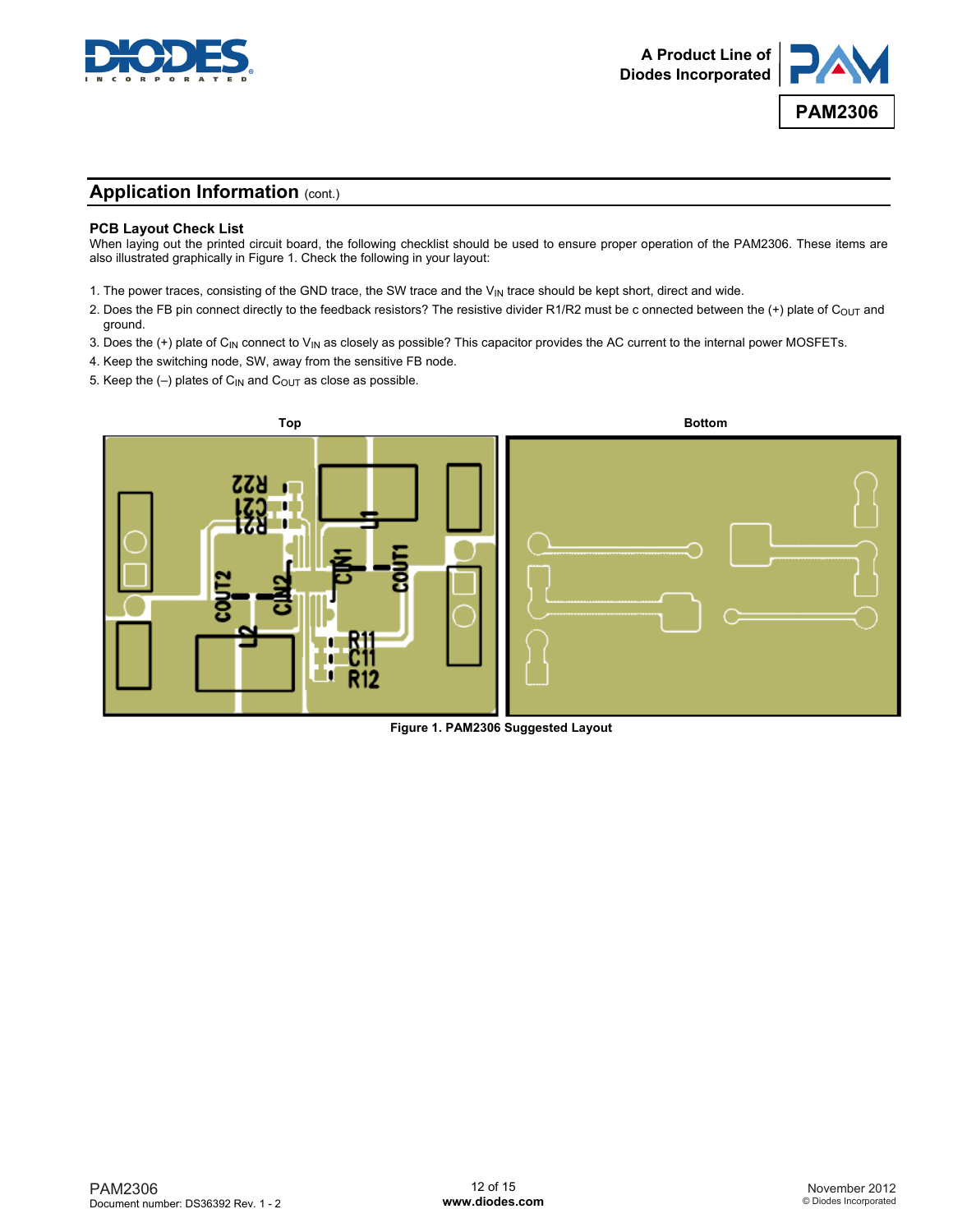## Application Information (cont.)

### PCB Layout Check List

When laying out the printed circuit board, the following checklist should be used to ensure proper operation of the PAM2306. These items are also illustrated graphically in Figure 1. Check the following in your layout:

1. The power traces, consisting of the GND trace, the SW trace and the $V_{IN}$ trace should be kept short, direct and wide.
2. Does the FB pin connect directly to the feedback resistors? The resistive divider R1/R2 must be c onnected between the (+) plate of $C_{OUT}$ and ground.
3. Does the (+) plate of $C_{IN}$ connect to $V_{IN}$ as closely as possible? This capacitor provides the AC current to the internal power MOSFETs.
4. Keep the switching node, SW, away from the sensitive FB node.
5. Keep the (–) plates of $C_{IN}$ and $C_{OUT}$ as close as possible.

Top

Bottom

Figure 1. PAM2306 Suggested Layout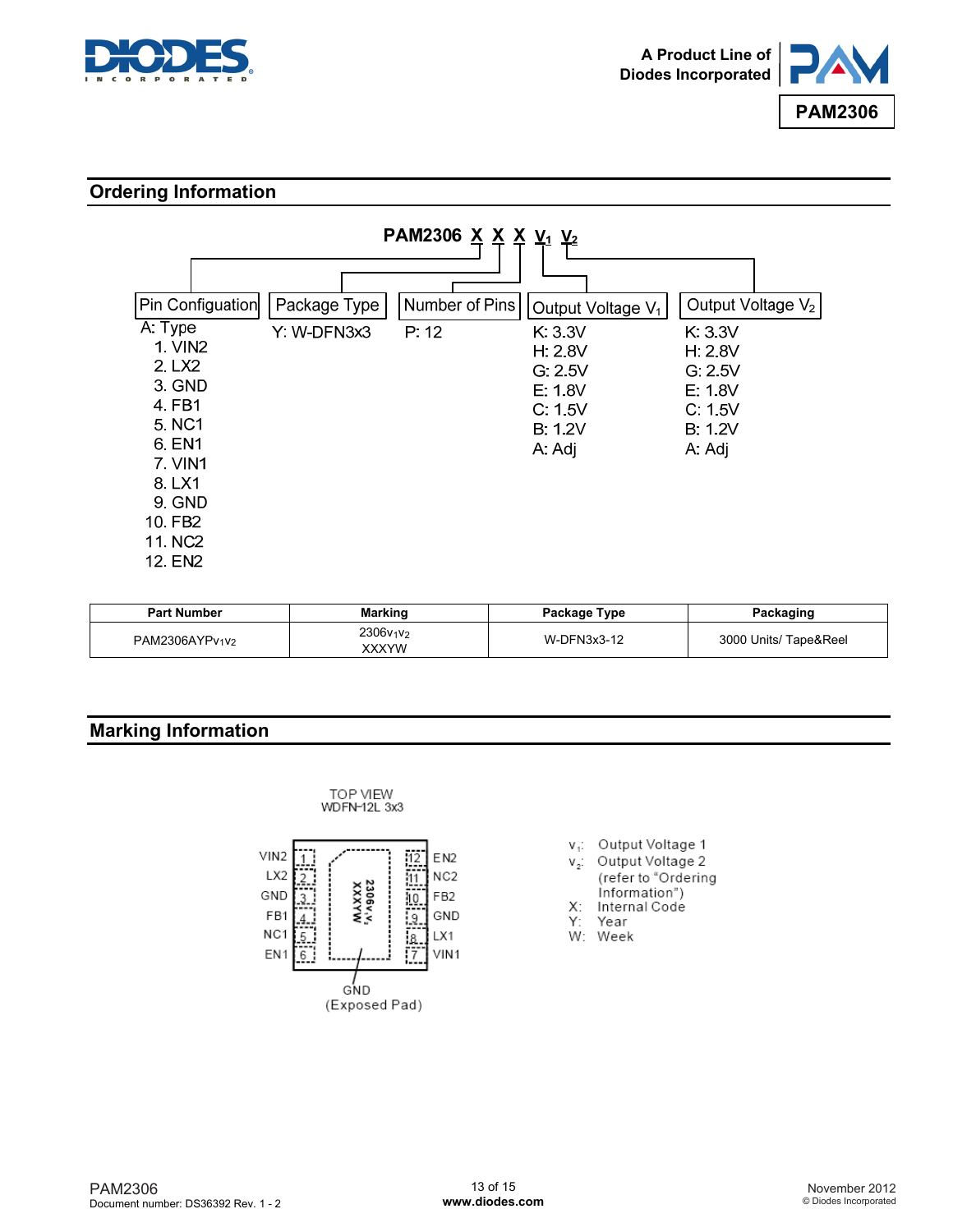## Ordering Information

**PAM2306 X X X $V_1$ $V_2$**

| Pin Configuation | Package Type | Number of Pins | Output Voltage $V_1$ | Output Voltage $V_2$ |
|---|---|---|---|---|
| A: Type | Y: W-DFN3x3 | P: 12 | K: 3.3V | K: 3.3V |
| 1. VIN2 | | | H: 2.8V | H: 2.8V |
| 2. LX2 | | | G: 2.5V | G: 2.5V |
| 3. GND | | | E: 1.8V | E: 1.8V |
| 4. FB1 | | | C: 1.5V | C: 1.5V |
| 5. NC1 | | | B: 1.2V | B: 1.2V |
| 6. EN1 | | | A: Adj | A: Adj |
| 7. VIN1 | | | | |
| 8. LX1 | | | | |
| 9. GND | | | | |
| 10. FB2 | | | | |
| 11. NC2 | | | | |
| 12. EN2 | | | | |

| Part Number | Marking | Package Type | Packaging |
|---|---|---|---|
| PAM2306AYP$v_1v_2$ | 2306$v_1v_2$ XXXYW | W-DFN3x3-12 | 3000 Units/ Tape&Reel |

## Marking Information

TOP VIEW
WDFN-12L 3x3

| Pin | Name | | Pin | Name |
|---|---|---|---|---|
| 1 | VIN2 | | 12 | EN2 |
| 2 | LX2 | | 11 | NC2 |
| 3 | GND | | 10 | FB2 |
| 4 | FB1 | | 9 | GND |
| 5 | NC1 | | 8 | LX1 |
| 6 | EN1 | | 7 | VIN1 |

Top marking: 2306$v_1v_2$ / XXXYW

GND (Exposed Pad)

$v_1$: Output Voltage 1
$v_2$: Output Voltage 2 (refer to "Ordering Information")
X: Internal Code
Y: Year
W: Week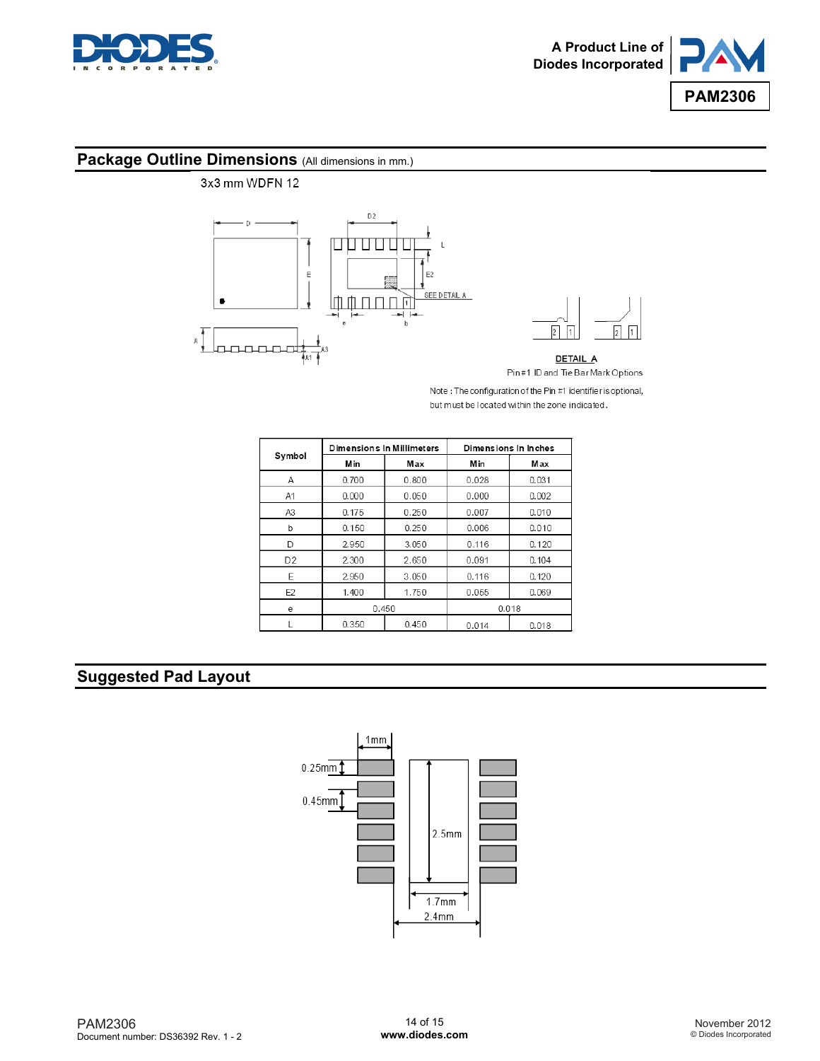## Package Outline Dimensions (All dimensions in mm.)

3x3 mm WDFN 12

DETAIL A

Pin#1 ID and Tie Bar Mark Options

Note : The configuration of the Pin #1 identifier is optional, but must be located within the zone indicated.

| Symbol | Dimensions In Millimeters | | Dimensions In Inches | |
|---|---|---|---|---|
| | Min | Max | Min | Max |
| A | 0.700 | 0.800 | 0.028 | 0.031 |
| A1 | 0.000 | 0.050 | 0.000 | 0.002 |
| A3 | 0.175 | 0.250 | 0.007 | 0.010 |
| b | 0.150 | 0.250 | 0.006 | 0.010 |
| D | 2.950 | 3.050 | 0.116 | 0.120 |
| D2 | 2.300 | 2.650 | 0.091 | 0.104 |
| E | 2.950 | 3.050 | 0.116 | 0.120 |
| E2 | 1.400 | 1.750 | 0.055 | 0.069 |
| e | 0.450 | | 0.018 | |
| L | 0.350 | 0.450 | 0.014 | 0.018 |

## Suggested Pad Layout

1mm

0.25mm

0.45mm

2.5mm

1.7mm

2.4mm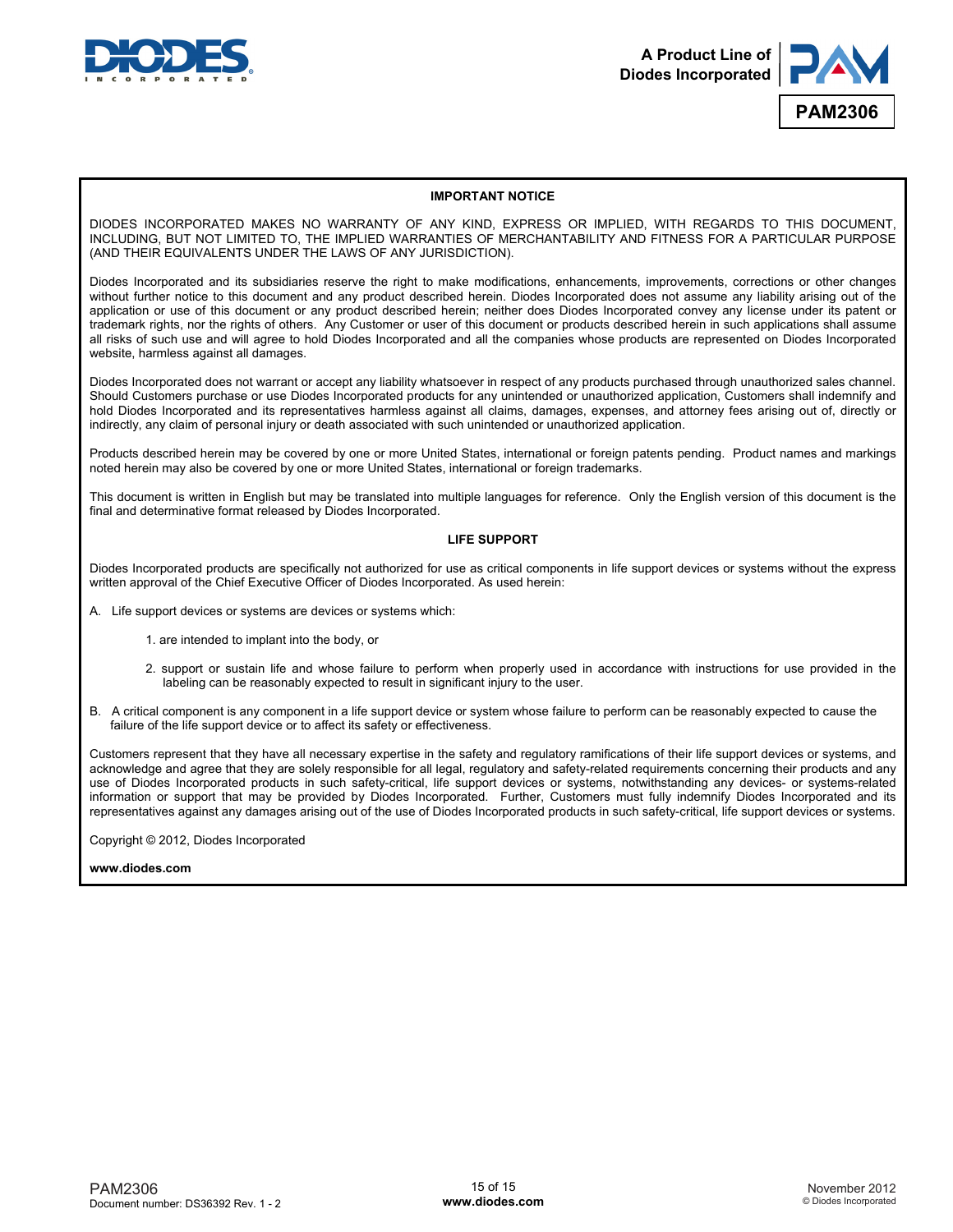## IMPORTANT NOTICE

DIODES INCORPORATED MAKES NO WARRANTY OF ANY KIND, EXPRESS OR IMPLIED, WITH REGARDS TO THIS DOCUMENT, INCLUDING, BUT NOT LIMITED TO, THE IMPLIED WARRANTIES OF MERCHANTABILITY AND FITNESS FOR A PARTICULAR PURPOSE (AND THEIR EQUIVALENTS UNDER THE LAWS OF ANY JURISDICTION).

Diodes Incorporated and its subsidiaries reserve the right to make modifications, enhancements, improvements, corrections or other changes without further notice to this document and any product described herein. Diodes Incorporated does not assume any liability arising out of the application or use of this document or any product described herein; neither does Diodes Incorporated convey any license under its patent or trademark rights, nor the rights of others. Any Customer or user of this document or products described herein in such applications shall assume all risks of such use and will agree to hold Diodes Incorporated and all the companies whose products are represented on Diodes Incorporated website, harmless against all damages.

Diodes Incorporated does not warrant or accept any liability whatsoever in respect of any products purchased through unauthorized sales channel. Should Customers purchase or use Diodes Incorporated products for any unintended or unauthorized application, Customers shall indemnify and hold Diodes Incorporated and its representatives harmless against all claims, damages, expenses, and attorney fees arising out of, directly or indirectly, any claim of personal injury or death associated with such unintended or unauthorized application.

Products described herein may be covered by one or more United States, international or foreign patents pending. Product names and markings noted herein may also be covered by one or more United States, international or foreign trademarks.

This document is written in English but may be translated into multiple languages for reference. Only the English version of this document is the final and determinative format released by Diodes Incorporated.

## LIFE SUPPORT

Diodes Incorporated products are specifically not authorized for use as critical components in life support devices or systems without the express written approval of the Chief Executive Officer of Diodes Incorporated. As used herein:

A. Life support devices or systems are devices or systems which:

1. are intended to implant into the body, or
2. support or sustain life and whose failure to perform when properly used in accordance with instructions for use provided in the labeling can be reasonably expected to result in significant injury to the user.

B. A critical component is any component in a life support device or system whose failure to perform can be reasonably expected to cause the failure of the life support device or to affect its safety or effectiveness.

Customers represent that they have all necessary expertise in the safety and regulatory ramifications of their life support devices or systems, and acknowledge and agree that they are solely responsible for all legal, regulatory and safety-related requirements concerning their products and any use of Diodes Incorporated products in such safety-critical, life support devices or systems, notwithstanding any devices- or systems-related information or support that may be provided by Diodes Incorporated. Further, Customers must fully indemnify Diodes Incorporated and its representatives against any damages arising out of the use of Diodes Incorporated products in such safety-critical, life support devices or systems.

Copyright © 2012, Diodes Incorporated

**www.diodes.com**